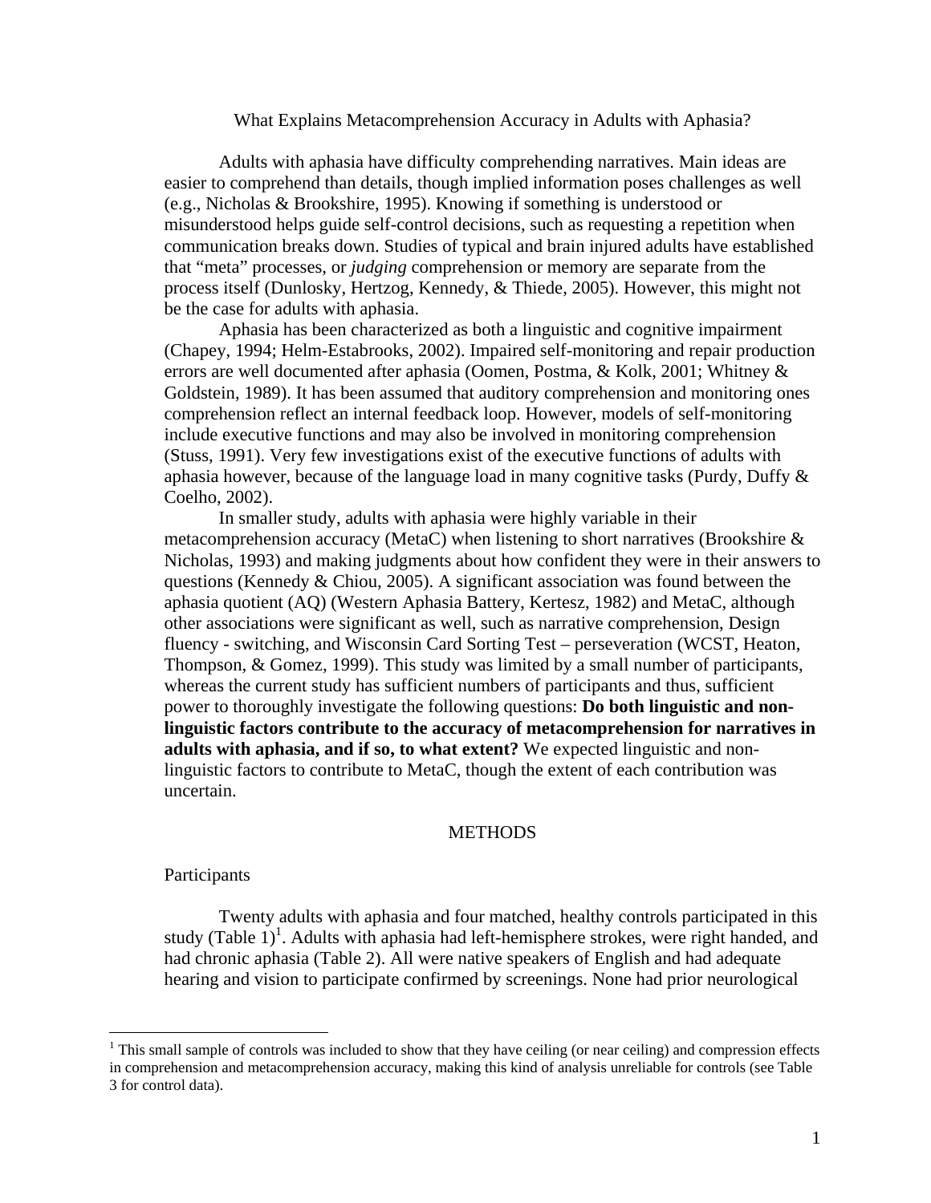# What Explains Metacomprehension Accuracy in Adults with Aphasia?

Adults with aphasia have difficulty comprehending narratives. Main ideas are easier to comprehend than details, though implied information poses challenges as well (e.g., Nicholas & Brookshire, 1995). Knowing if something is understood or misunderstood helps guide self-control decisions, such as requesting a repetition when communication breaks down. Studies of typical and brain injured adults have established that "meta" processes, or *judging* comprehension or memory are separate from the process itself (Dunlosky, Hertzog, Kennedy, & Thiede, 2005). However, this might not be the case for adults with aphasia.

Aphasia has been characterized as both a linguistic and cognitive impairment (Chapey, 1994; Helm-Estabrooks, 2002). Impaired self-monitoring and repair production errors are well documented after aphasia (Oomen, Postma, & Kolk, 2001; Whitney & Goldstein, 1989). It has been assumed that auditory comprehension and monitoring ones comprehension reflect an internal feedback loop. However, models of self-monitoring include executive functions and may also be involved in monitoring comprehension (Stuss, 1991). Very few investigations exist of the executive functions of adults with aphasia however, because of the language load in many cognitive tasks (Purdy, Duffy & Coelho, 2002).

In smaller study, adults with aphasia were highly variable in their metacomprehension accuracy (MetaC) when listening to short narratives (Brookshire & Nicholas, 1993) and making judgments about how confident they were in their answers to questions (Kennedy & Chiou, 2005). A significant association was found between the aphasia quotient (AQ) (Western Aphasia Battery, Kertesz, 1982) and MetaC, although other associations were significant as well, such as narrative comprehension, Design fluency - switching, and Wisconsin Card Sorting Test – perseveration (WCST, Heaton, Thompson, & Gomez, 1999). This study was limited by a small number of participants, whereas the current study has sufficient numbers of participants and thus, sufficient power to thoroughly investigate the following questions: **Do both linguistic and non-linguistic factors contribute to the accuracy of metacomprehension for narratives in adults with aphasia, and if so, to what extent?** We expected linguistic and non-linguistic factors to contribute to MetaC, though the extent of each contribution was uncertain.

## METHODS

### Participants

Twenty adults with aphasia and four matched, healthy controls participated in this study (Table 1)[1]. Adults with aphasia had left-hemisphere strokes, were right handed, and had chronic aphasia (Table 2). All were native speakers of English and had adequate hearing and vision to participate confirmed by screenings. None had prior neurological

[1] This small sample of controls was included to show that they have ceiling (or near ceiling) and compression effects in comprehension and metacomprehension accuracy, making this kind of analysis unreliable for controls (see Table 3 for control data).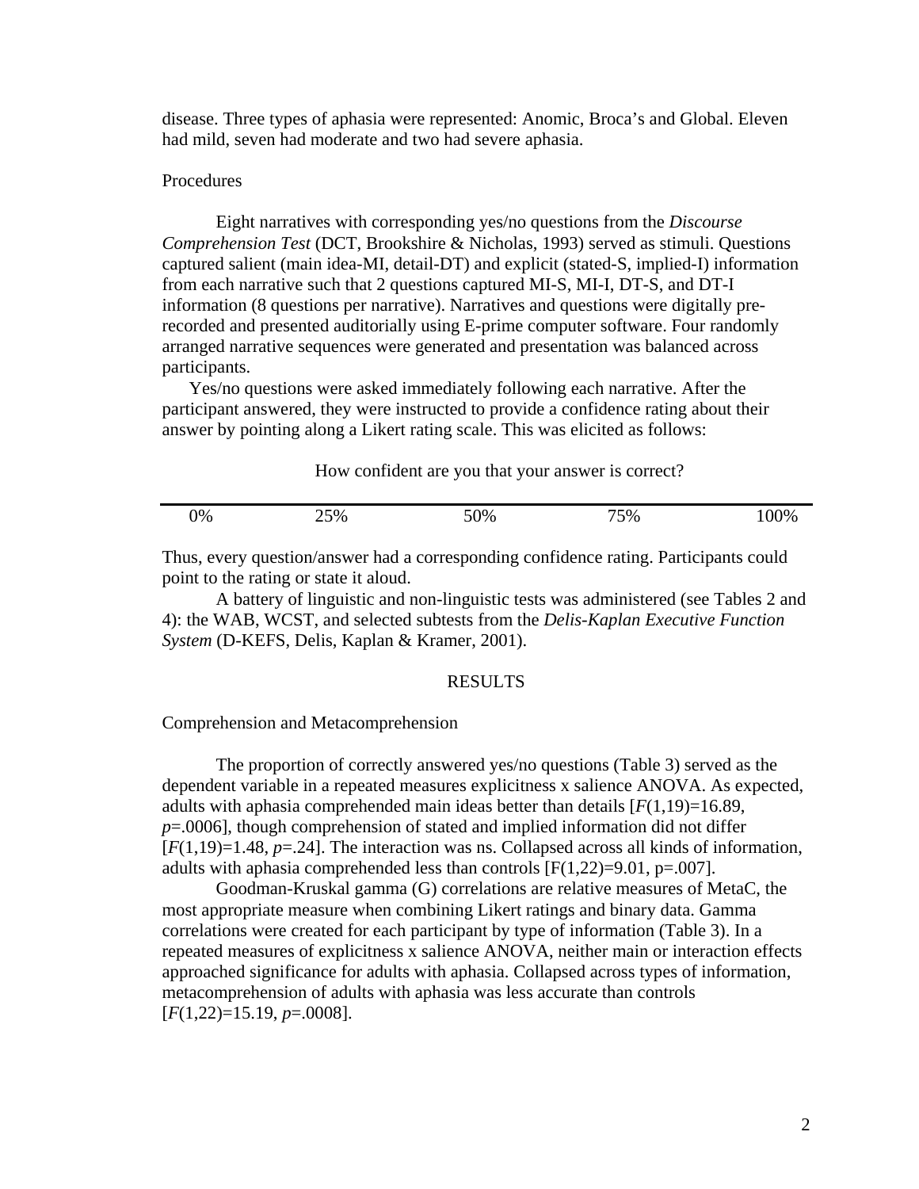disease. Three types of aphasia were represented: Anomic, Broca's and Global. Eleven had mild, seven had moderate and two had severe aphasia.

Procedures

Eight narratives with corresponding yes/no questions from the *Discourse Comprehension Test* (DCT, Brookshire & Nicholas, 1993) served as stimuli. Questions captured salient (main idea-MI, detail-DT) and explicit (stated-S, implied-I) information from each narrative such that 2 questions captured MI-S, MI-I, DT-S, and DT-I information (8 questions per narrative). Narratives and questions were digitally pre-recorded and presented auditorially using E-prime computer software. Four randomly arranged narrative sequences were generated and presentation was balanced across participants.

Yes/no questions were asked immediately following each narrative. After the participant answered, they were instructed to provide a confidence rating about their answer by pointing along a Likert rating scale. This was elicited as follows:

How confident are you that your answer is correct?

| 0% | 25% | 50% | 75% | 100% |
|---|---|---|---|---|

Thus, every question/answer had a corresponding confidence rating. Participants could point to the rating or state it aloud.

A battery of linguistic and non-linguistic tests was administered (see Tables 2 and 4): the WAB, WCST, and selected subtests from the *Delis-Kaplan Executive Function System* (D-KEFS, Delis, Kaplan & Kramer, 2001).

## RESULTS

### Comprehension and Metacomprehension

The proportion of correctly answered yes/no questions (Table 3) served as the dependent variable in a repeated measures explicitness x salience ANOVA. As expected, adults with aphasia comprehended main ideas better than details [$F(1,19)=16.89$, $p=.0006$], though comprehension of stated and implied information did not differ [$F(1,19)=1.48$, $p=.24$]. The interaction was ns. Collapsed across all kinds of information, adults with aphasia comprehended less than controls [$F(1,22)=9.01$, $p=.007$].

Goodman-Kruskal gamma (G) correlations are relative measures of MetaC, the most appropriate measure when combining Likert ratings and binary data. Gamma correlations were created for each participant by type of information (Table 3). In a repeated measures of explicitness x salience ANOVA, neither main or interaction effects approached significance for adults with aphasia. Collapsed across types of information, metacomprehension of adults with aphasia was less accurate than controls [$F(1,22)=15.19$, $p=.0008$].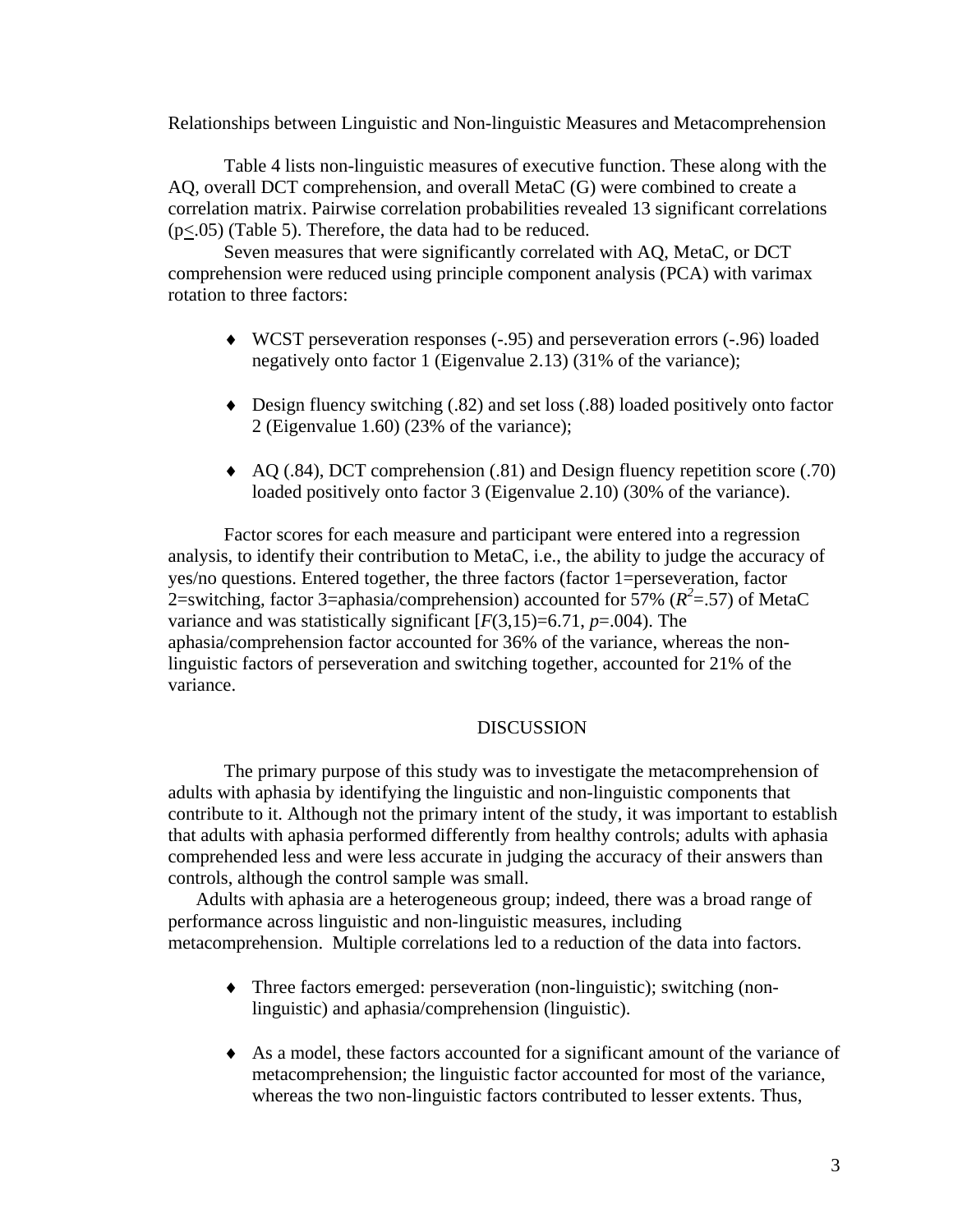Relationships between Linguistic and Non-linguistic Measures and Metacomprehension

Table 4 lists non-linguistic measures of executive function. These along with the AQ, overall DCT comprehension, and overall MetaC (G) were combined to create a correlation matrix. Pairwise correlation probabilities revealed 13 significant correlations ($p \leq .05$) (Table 5). Therefore, the data had to be reduced.

Seven measures that were significantly correlated with AQ, MetaC, or DCT comprehension were reduced using principle component analysis (PCA) with varimax rotation to three factors:

- WCST perseveration responses (-.95) and perseveration errors (-.96) loaded negatively onto factor 1 (Eigenvalue 2.13) (31% of the variance);
- Design fluency switching (.82) and set loss (.88) loaded positively onto factor 2 (Eigenvalue 1.60) (23% of the variance);
- AQ (.84), DCT comprehension (.81) and Design fluency repetition score (.70) loaded positively onto factor 3 (Eigenvalue 2.10) (30% of the variance).

Factor scores for each measure and participant were entered into a regression analysis, to identify their contribution to MetaC, i.e., the ability to judge the accuracy of yes/no questions. Entered together, the three factors (factor 1=perseveration, factor 2=switching, factor 3=aphasia/comprehension) accounted for 57% ($R^2$=.57) of MetaC variance and was statistically significant [$F(3,15)=6.71$, $p$=.004). The aphasia/comprehension factor accounted for 36% of the variance, whereas the non-linguistic factors of perseveration and switching together, accounted for 21% of the variance.

## DISCUSSION

The primary purpose of this study was to investigate the metacomprehension of adults with aphasia by identifying the linguistic and non-linguistic components that contribute to it. Although not the primary intent of the study, it was important to establish that adults with aphasia performed differently from healthy controls; adults with aphasia comprehended less and were less accurate in judging the accuracy of their answers than controls, although the control sample was small.

Adults with aphasia are a heterogeneous group; indeed, there was a broad range of performance across linguistic and non-linguistic measures, including metacomprehension. Multiple correlations led to a reduction of the data into factors.

- Three factors emerged: perseveration (non-linguistic); switching (non-linguistic) and aphasia/comprehension (linguistic).
- As a model, these factors accounted for a significant amount of the variance of metacomprehension; the linguistic factor accounted for most of the variance, whereas the two non-linguistic factors contributed to lesser extents. Thus,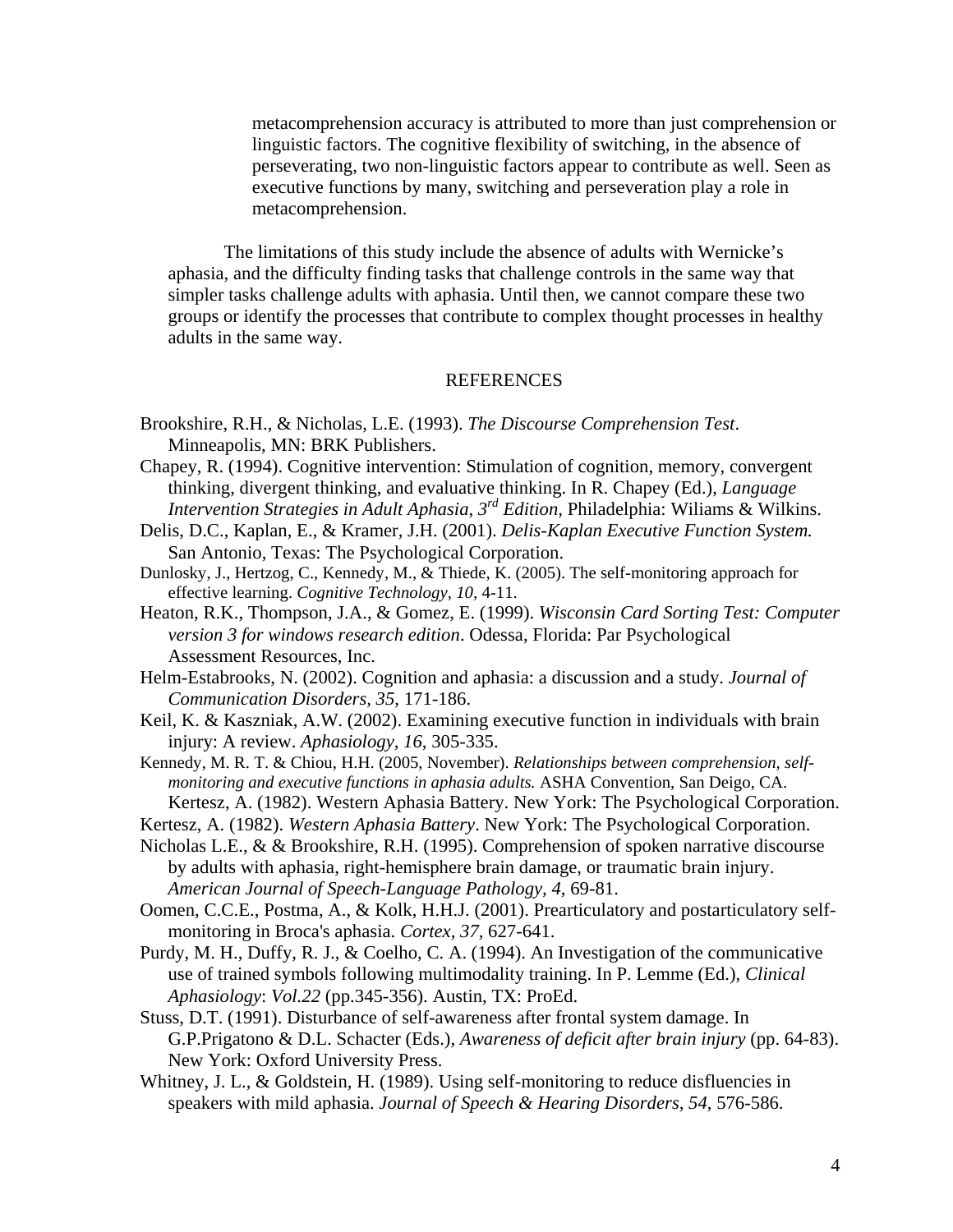metacomprehension accuracy is attributed to more than just comprehension or linguistic factors. The cognitive flexibility of switching, in the absence of perseverating, two non-linguistic factors appear to contribute as well. Seen as executive functions by many, switching and perseveration play a role in metacomprehension.

The limitations of this study include the absence of adults with Wernicke's aphasia, and the difficulty finding tasks that challenge controls in the same way that simpler tasks challenge adults with aphasia. Until then, we cannot compare these two groups or identify the processes that contribute to complex thought processes in healthy adults in the same way.

## REFERENCES

Brookshire, R.H., & Nicholas, L.E. (1993). *The Discourse Comprehension Test*. Minneapolis, MN: BRK Publishers.

Chapey, R. (1994). Cognitive intervention: Stimulation of cognition, memory, convergent thinking, divergent thinking, and evaluative thinking. In R. Chapey (Ed.), *Language Intervention Strategies in Adult Aphasia, 3rd Edition*, Philadelphia: Wiliams & Wilkins.

Delis, D.C., Kaplan, E., & Kramer, J.H. (2001). *Delis-Kaplan Executive Function System.* San Antonio, Texas: The Psychological Corporation.

Dunlosky, J., Hertzog, C., Kennedy, M., & Thiede, K. (2005). The self-monitoring approach for effective learning. *Cognitive Technology, 10*, 4-11.

Heaton, R.K., Thompson, J.A., & Gomez, E. (1999). *Wisconsin Card Sorting Test: Computer version 3 for windows research edition*. Odessa, Florida: Par Psychological Assessment Resources, Inc.

Helm-Estabrooks, N. (2002). Cognition and aphasia: a discussion and a study. *Journal of Communication Disorders, 35*, 171-186.

Keil, K. & Kaszniak, A.W. (2002). Examining executive function in individuals with brain injury: A review. *Aphasiology, 16*, 305-335.

Kennedy, M. R. T. & Chiou, H.H. (2005, November). *Relationships between comprehension, self-monitoring and executive functions in aphasia adults.* ASHA Convention, San Deigo, CA. Kertesz, A. (1982). Western Aphasia Battery. New York: The Psychological Corporation.

Kertesz, A. (1982). *Western Aphasia Battery*. New York: The Psychological Corporation.

Nicholas L.E., & & Brookshire, R.H. (1995). Comprehension of spoken narrative discourse by adults with aphasia, right-hemisphere brain damage, or traumatic brain injury. *American Journal of Speech-Language Pathology, 4*, 69-81.

Oomen, C.C.E., Postma, A., & Kolk, H.H.J. (2001). Prearticulatory and postarticulatory self-monitoring in Broca's aphasia. *Cortex, 37*, 627-641.

Purdy, M. H., Duffy, R. J., & Coelho, C. A. (1994). An Investigation of the communicative use of trained symbols following multimodality training. In P. Lemme (Ed.), *Clinical Aphasiology*: *Vol.22* (pp.345-356). Austin, TX: ProEd.

Stuss, D.T. (1991). Disturbance of self-awareness after frontal system damage. In G.P.Prigatono & D.L. Schacter (Eds.), *Awareness of deficit after brain injury* (pp. 64-83). New York: Oxford University Press.

Whitney, J. L., & Goldstein, H. (1989). Using self-monitoring to reduce disfluencies in speakers with mild aphasia. *Journal of Speech & Hearing Disorders, 54*, 576-586.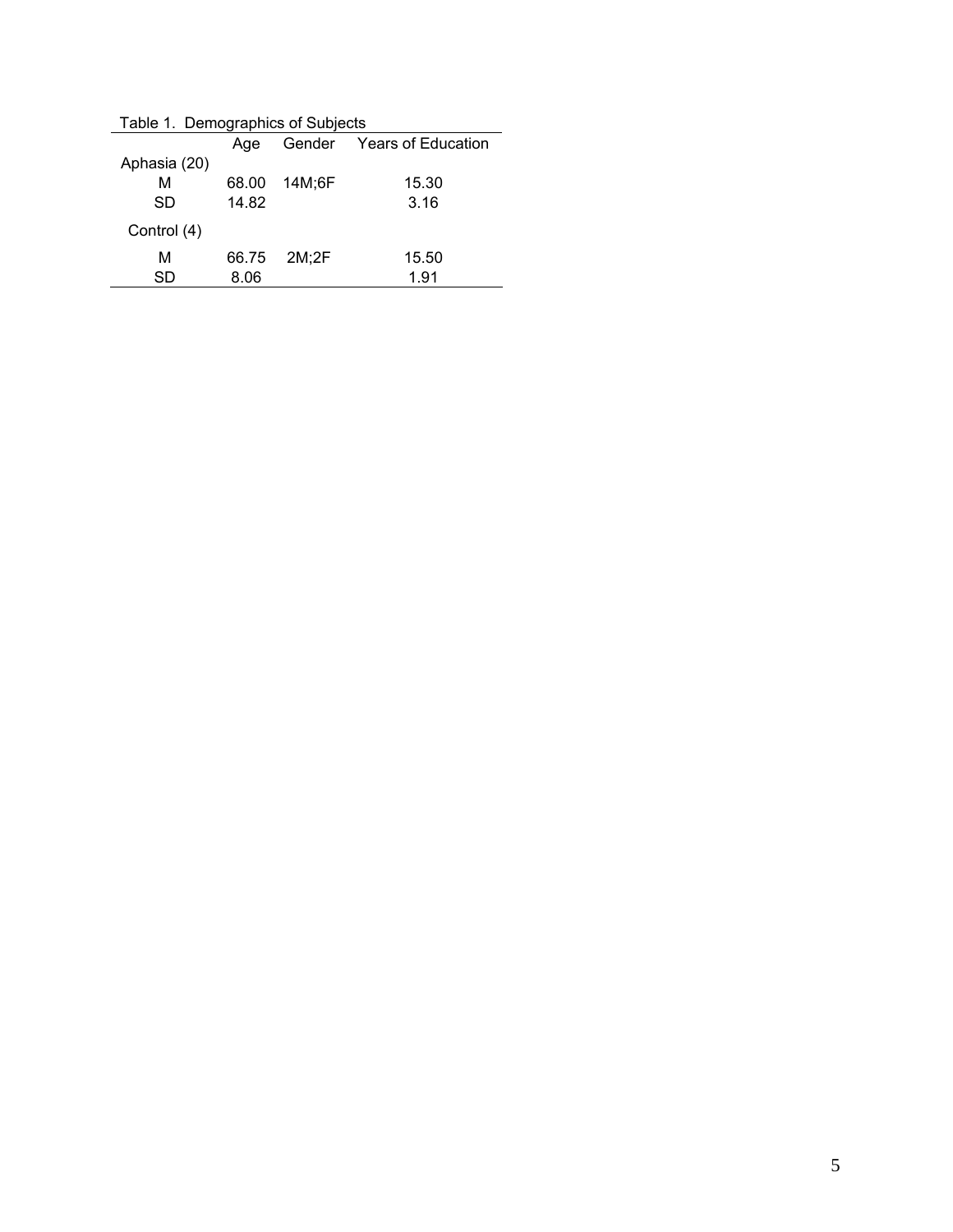Table 1. Demographics of Subjects

| | Age | Gender | Years of Education |
|---|---|---|---|
| Aphasia (20) | | | |
| M | 68.00 | 14M;6F | 15.30 |
| SD | 14.82 | | 3.16 |
| Control (4) | | | |
| M | 66.75 | 2M;2F | 15.50 |
| SD | 8.06 | | 1.91 |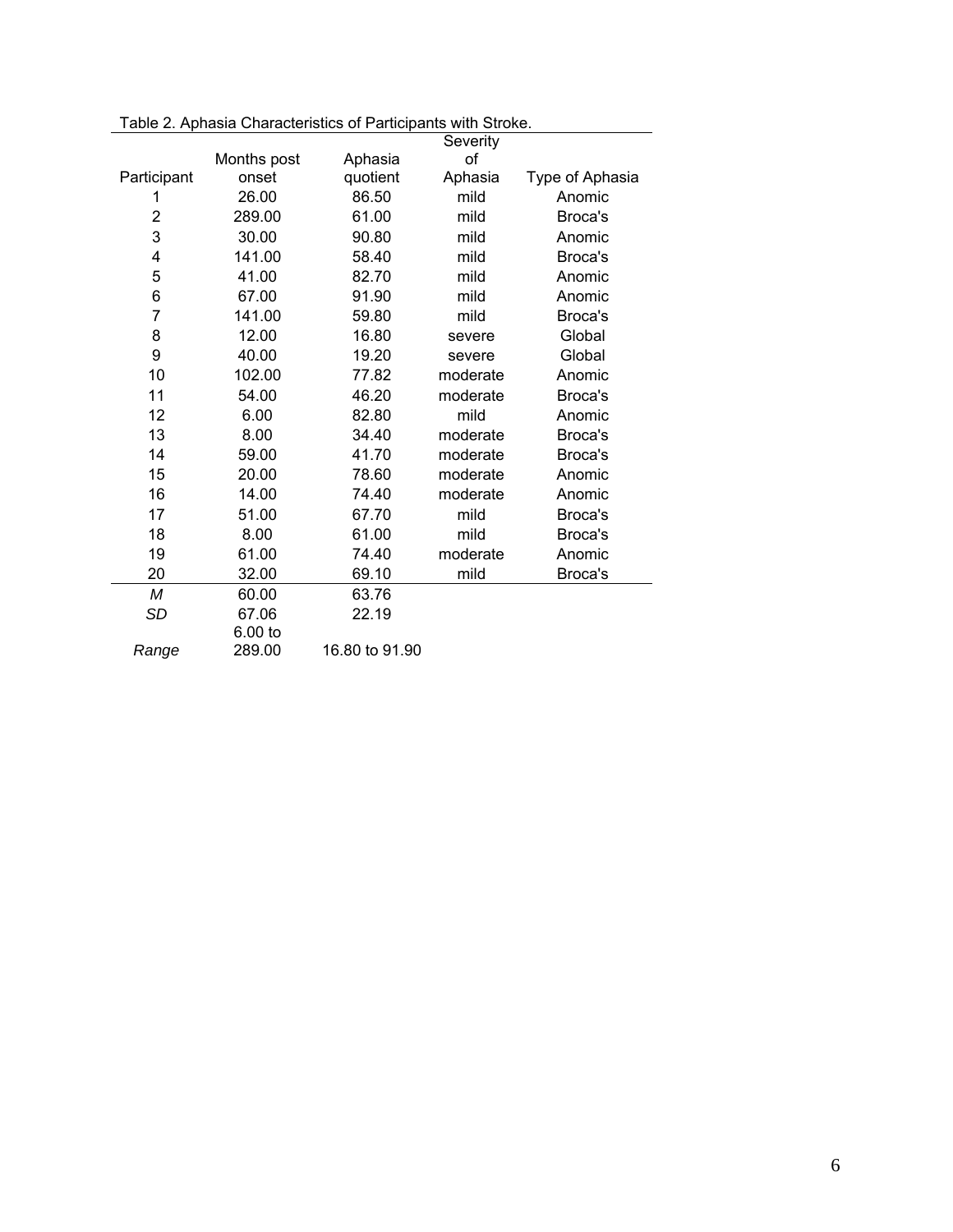Table 2. Aphasia Characteristics of Participants with Stroke.

| Participant | Months post onset | Aphasia quotient | Severity of Aphasia | Type of Aphasia |
|---|---|---|---|---|
| 1 | 26.00 | 86.50 | mild | Anomic |
| 2 | 289.00 | 61.00 | mild | Broca's |
| 3 | 30.00 | 90.80 | mild | Anomic |
| 4 | 141.00 | 58.40 | mild | Broca's |
| 5 | 41.00 | 82.70 | mild | Anomic |
| 6 | 67.00 | 91.90 | mild | Anomic |
| 7 | 141.00 | 59.80 | mild | Broca's |
| 8 | 12.00 | 16.80 | severe | Global |
| 9 | 40.00 | 19.20 | severe | Global |
| 10 | 102.00 | 77.82 | moderate | Anomic |
| 11 | 54.00 | 46.20 | moderate | Broca's |
| 12 | 6.00 | 82.80 | mild | Anomic |
| 13 | 8.00 | 34.40 | moderate | Broca's |
| 14 | 59.00 | 41.70 | moderate | Broca's |
| 15 | 20.00 | 78.60 | moderate | Anomic |
| 16 | 14.00 | 74.40 | moderate | Anomic |
| 17 | 51.00 | 67.70 | mild | Broca's |
| 18 | 8.00 | 61.00 | mild | Broca's |
| 19 | 61.00 | 74.40 | moderate | Anomic |
| 20 | 32.00 | 69.10 | mild | Broca's |
| *M* | 60.00 | 63.76 | | |
| *SD* | 67.06 | 22.19 | | |
| *Range* | 6.00 to 289.00 | 16.80 to 91.90 | | |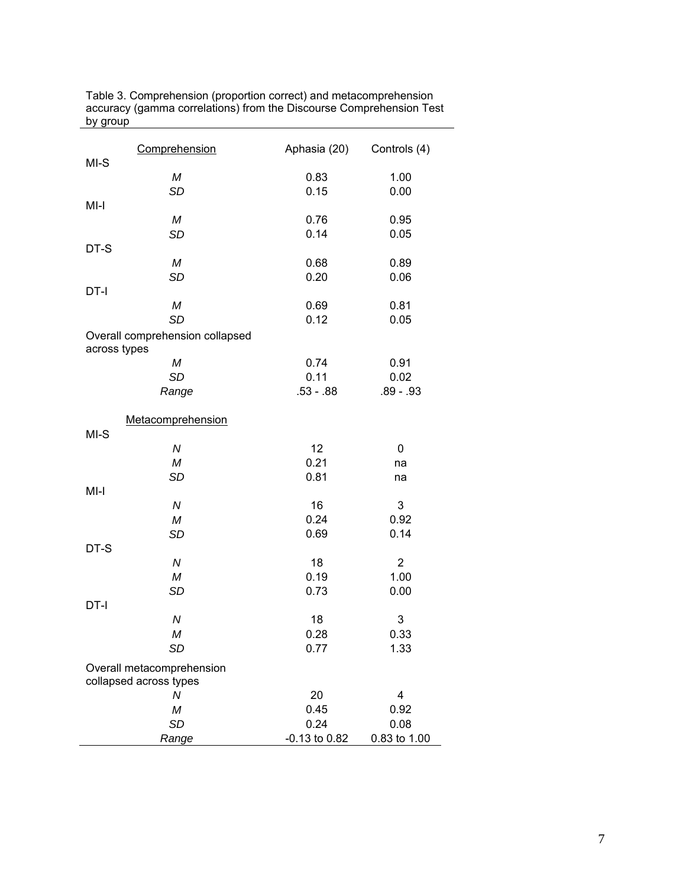Table 3. Comprehension (proportion correct) and metacomprehension accuracy (gamma correlations) from the Discourse Comprehension Test by group

| Comprehension | | Aphasia (20) | Controls (4) |
|---|---|---|---|
| MI-S | | | |
| | *M* | 0.83 | 1.00 |
| | *SD* | 0.15 | 0.00 |
| MI-I | | | |
| | *M* | 0.76 | 0.95 |
| | *SD* | 0.14 | 0.05 |
| DT-S | | | |
| | *M* | 0.68 | 0.89 |
| | *SD* | 0.20 | 0.06 |
| DT-I | | | |
| | *M* | 0.69 | 0.81 |
| | *SD* | 0.12 | 0.05 |
| Overall comprehension collapsed across types | | | |
| | *M* | 0.74 | 0.91 |
| | *SD* | 0.11 | 0.02 |
| | *Range* | .53 - .88 | .89 - .93 |
| **Metacomprehension** | | | |
| MI-S | | | |
| | *N* | 12 | 0 |
| | *M* | 0.21 | na |
| | *SD* | 0.81 | na |
| MI-I | | | |
| | *N* | 16 | 3 |
| | *M* | 0.24 | 0.92 |
| | *SD* | 0.69 | 0.14 |
| DT-S | | | |
| | *N* | 18 | 2 |
| | *M* | 0.19 | 1.00 |
| | *SD* | 0.73 | 0.00 |
| DT-I | | | |
| | *N* | 18 | 3 |
| | *M* | 0.28 | 0.33 |
| | *SD* | 0.77 | 1.33 |
| Overall metacomprehension collapsed across types | | | |
| | *N* | 20 | 4 |
| | *M* | 0.45 | 0.92 |
| | *SD* | 0.24 | 0.08 |
| | *Range* | -0.13 to 0.82 | 0.83 to 1.00 |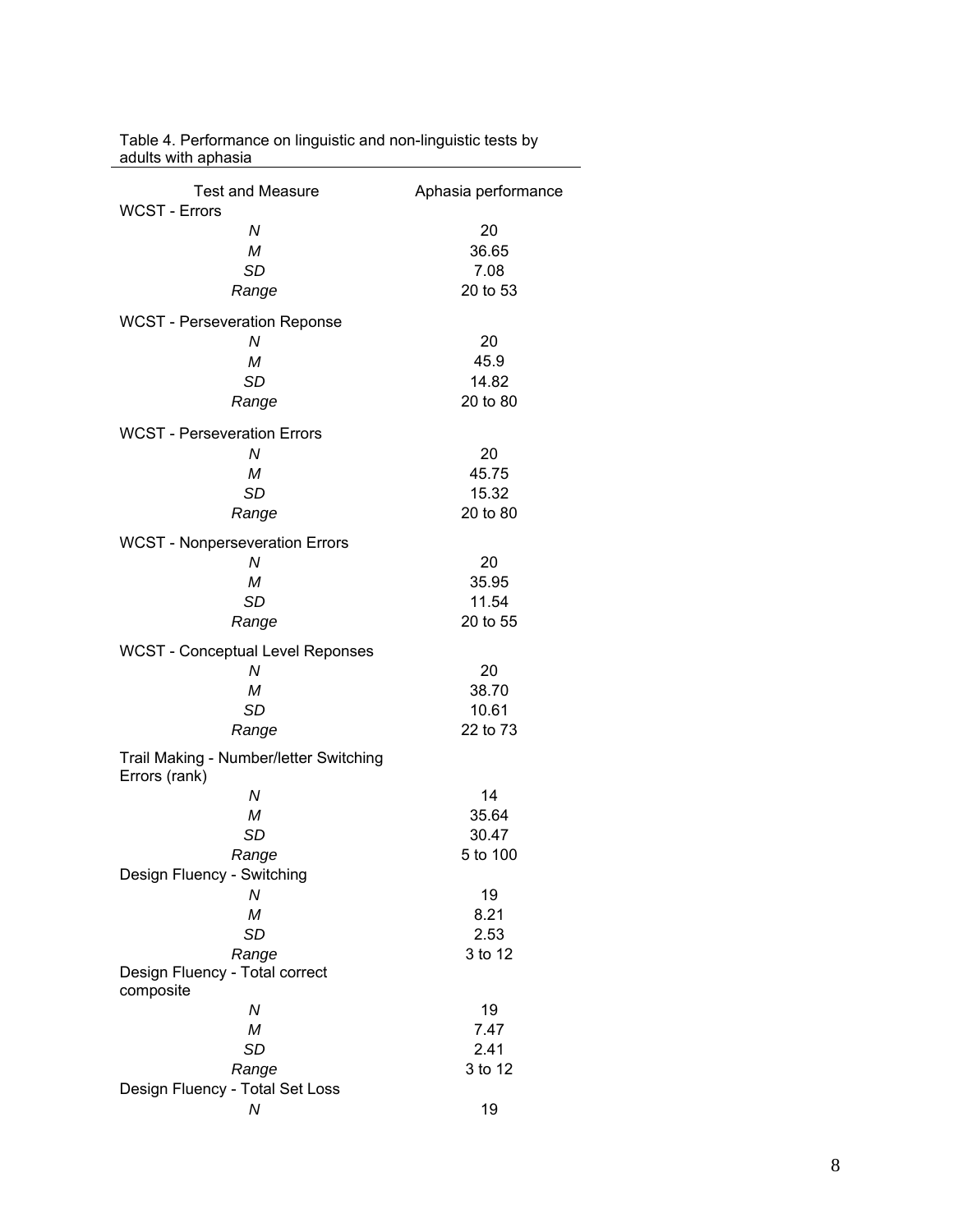Table 4. Performance on linguistic and non-linguistic tests by adults with aphasia

| Test and Measure | Aphasia performance |
|---|---|
| WCST - Errors | |
| *N* | 20 |
| *M* | 36.65 |
| *SD* | 7.08 |
| *Range* | 20 to 53 |
| WCST - Perseveration Reponse | |
| *N* | 20 |
| *M* | 45.9 |
| *SD* | 14.82 |
| *Range* | 20 to 80 |
| WCST - Perseveration Errors | |
| *N* | 20 |
| *M* | 45.75 |
| *SD* | 15.32 |
| *Range* | 20 to 80 |
| WCST - Nonperseveration Errors | |
| *N* | 20 |
| *M* | 35.95 |
| *SD* | 11.54 |
| *Range* | 20 to 55 |
| WCST - Conceptual Level Reponses | |
| *N* | 20 |
| *M* | 38.70 |
| *SD* | 10.61 |
| *Range* | 22 to 73 |
| Trail Making - Number/letter Switching Errors (rank) | |
| *N* | 14 |
| *M* | 35.64 |
| *SD* | 30.47 |
| *Range* | 5 to 100 |
| Design Fluency - Switching | |
| *N* | 19 |
| *M* | 8.21 |
| *SD* | 2.53 |
| *Range* | 3 to 12 |
| Design Fluency - Total correct composite | |
| *N* | 19 |
| *M* | 7.47 |
| *SD* | 2.41 |
| *Range* | 3 to 12 |
| Design Fluency - Total Set Loss | |
| *N* | 19 |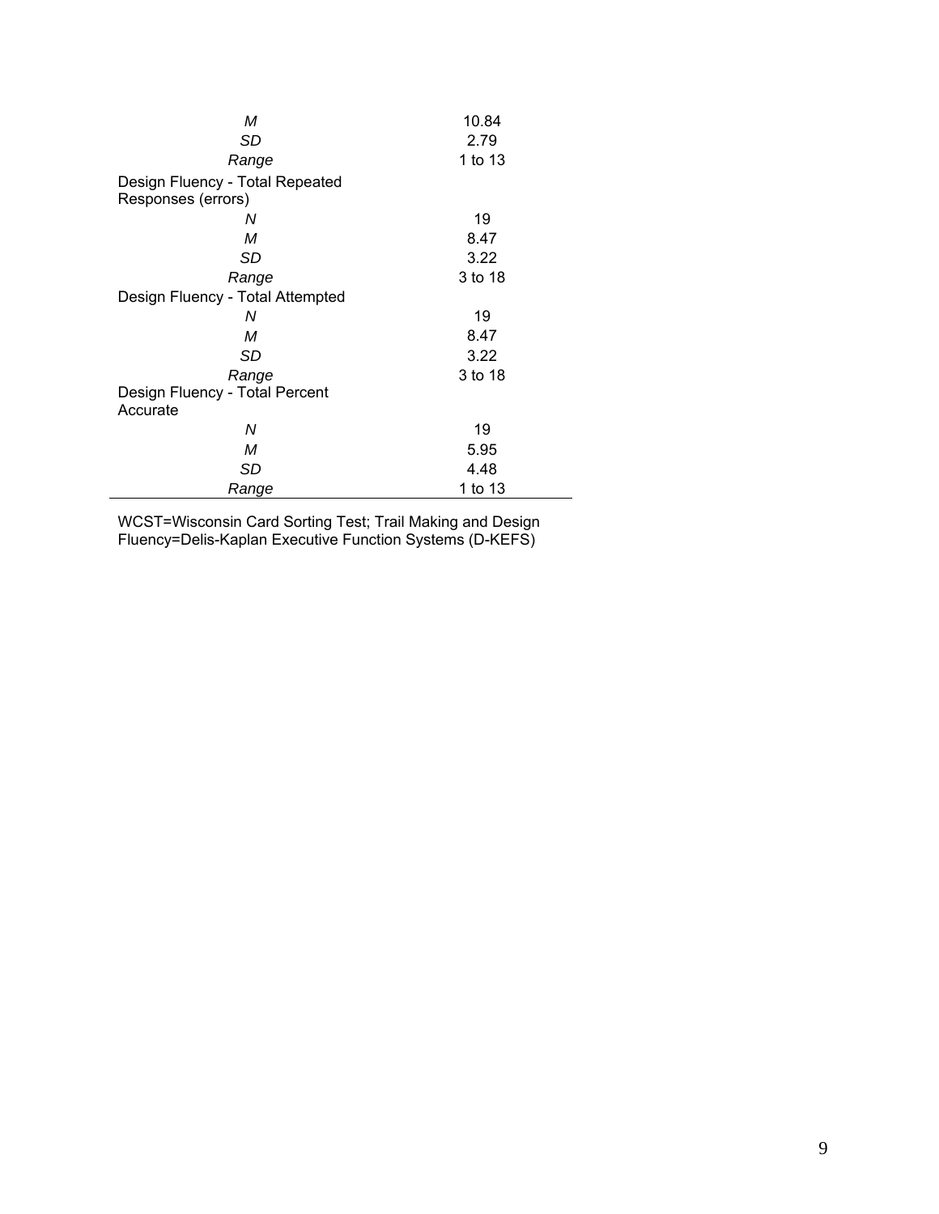| | |
|---|---|
| *M* | 10.84 |
| *SD* | 2.79 |
| *Range* | 1 to 13 |
| Design Fluency - Total Repeated Responses (errors) | |
| *N* | 19 |
| *M* | 8.47 |
| *SD* | 3.22 |
| *Range* | 3 to 18 |
| Design Fluency - Total Attempted | |
| *N* | 19 |
| *M* | 8.47 |
| *SD* | 3.22 |
| *Range* | 3 to 18 |
| Design Fluency - Total Percent Accurate | |
| *N* | 19 |
| *M* | 5.95 |
| *SD* | 4.48 |
| *Range* | 1 to 13 |

WCST=Wisconsin Card Sorting Test; Trail Making and Design Fluency=Delis-Kaplan Executive Function Systems (D-KEFS)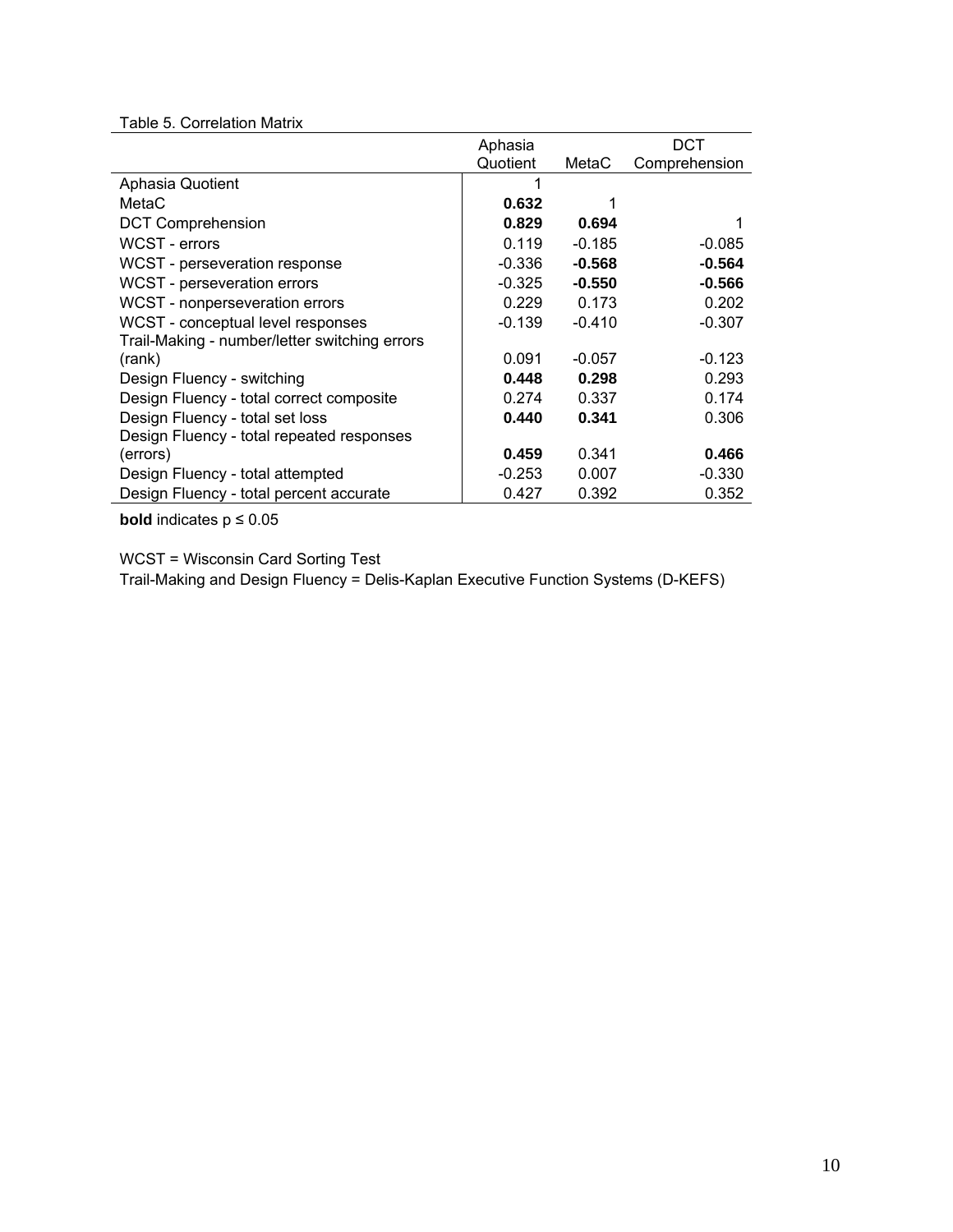Table 5. Correlation Matrix

| | Aphasia Quotient | MetaC | DCT Comprehension |
|---|---|---|---|
| Aphasia Quotient | 1 | | |
| MetaC | **0.632** | 1 | |
| DCT Comprehension | **0.829** | **0.694** | 1 |
| WCST - errors | 0.119 | -0.185 | -0.085 |
| WCST - perseveration response | -0.336 | **-0.568** | **-0.564** |
| WCST - perseveration errors | -0.325 | **-0.550** | **-0.566** |
| WCST - nonperseveration errors | 0.229 | 0.173 | 0.202 |
| WCST - conceptual level responses | -0.139 | -0.410 | -0.307 |
| Trail-Making - number/letter switching errors (rank) | 0.091 | -0.057 | -0.123 |
| Design Fluency - switching | **0.448** | **0.298** | 0.293 |
| Design Fluency - total correct composite | 0.274 | 0.337 | 0.174 |
| Design Fluency - total set loss | **0.440** | **0.341** | 0.306 |
| Design Fluency - total repeated responses (errors) | **0.459** | 0.341 | **0.466** |
| Design Fluency - total attempted | -0.253 | 0.007 | -0.330 |
| Design Fluency - total percent accurate | 0.427 | 0.392 | 0.352 |

**bold** indicates $p \leq 0.05$

WCST = Wisconsin Card Sorting Test

Trail-Making and Design Fluency = Delis-Kaplan Executive Function Systems (D-KEFS)